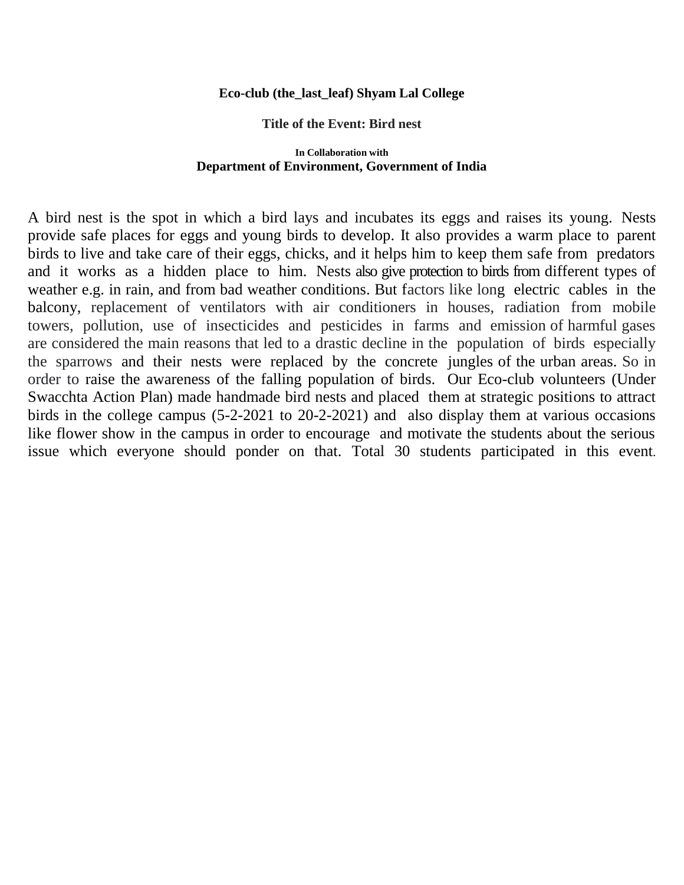**Eco-club (the_last_leaf) Shyam Lal College**

**Title of the Event: Bird nest**

**In Collaboration with**

**Department of Environment, Government of India**

A bird nest is the spot in which a bird lays and incubates its eggs and raises its young. Nests provide safe places for eggs and young birds to develop. It also provides a warm place to parent birds to live and take care of their eggs, chicks, and it helps him to keep them safe from predators and it works as a hidden place to him. Nests also give protection to birds from different types of weather e.g. in rain, and from bad weather conditions. But factors like long electric cables in the balcony, replacement of ventilators with air conditioners in houses, radiation from mobile towers, pollution, use of insecticides and pesticides in farms and emission of harmful gases are considered the main reasons that led to a drastic decline in the population of birds especially the sparrows and their nests were replaced by the concrete jungles of the urban areas. So in order to raise the awareness of the falling population of birds. Our Eco-club volunteers (Under Swacchta Action Plan) made handmade bird nests and placed them at strategic positions to attract birds in the college campus (5-2-2021 to 20-2-2021) and also display them at various occasions like flower show in the campus in order to encourage and motivate the students about the serious issue which everyone should ponder on that. Total 30 students participated in this event.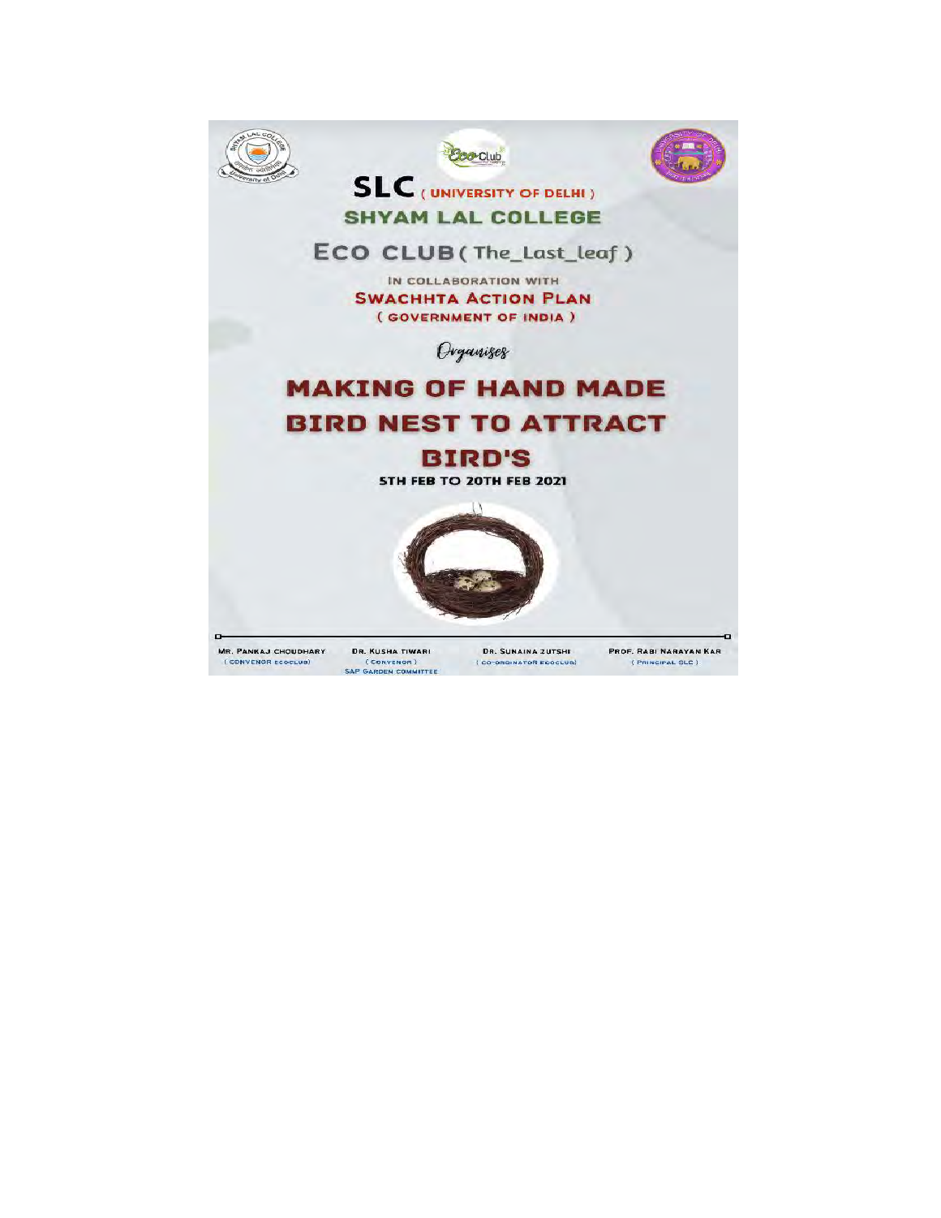SLC ( UNIVERSITY OF DELHI )

# SHYAM LAL COLLEGE

## ECO CLUB ( The_Last_leaf )

IN COLLABORATION WITH

**SWACHHTA ACTION PLAN**

( GOVERNMENT OF INDIA )

*Organises*

# MAKING OF HAND MADE BIRD NEST TO ATTRACT BIRD'S

**5TH FEB TO 20TH FEB 2021**

MR. PANKAJ CHOUDHARY
( CONVENOR ECOCLUB )

DR. KUSHA TIWARI
( CONVENOR )
SAP GARDEN COMMITTEE

DR. SUNAINA ZUTSHI
( CO-ORDINATOR ECOCLUB )

PROF. RABI NARAYAN KAR
( PRINCIPAL SLC )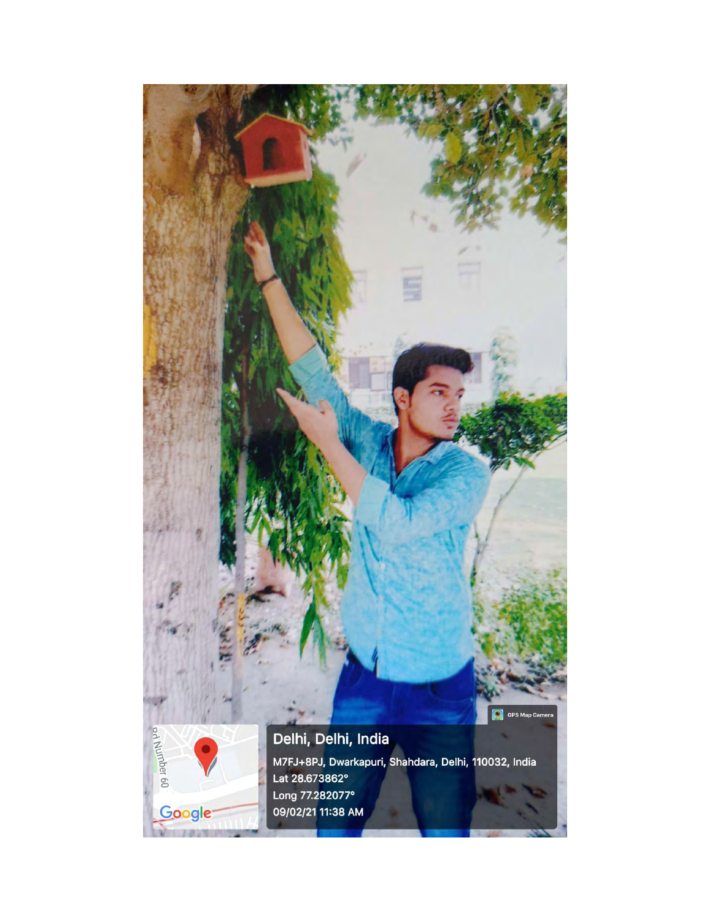Delhi, Delhi, India

M7FJ+8PJ, Dwarkapuri, Shahdara, Delhi, 110032, India

Lat 28.673862°

Long 77.282077°

09/02/21 11:38 AM